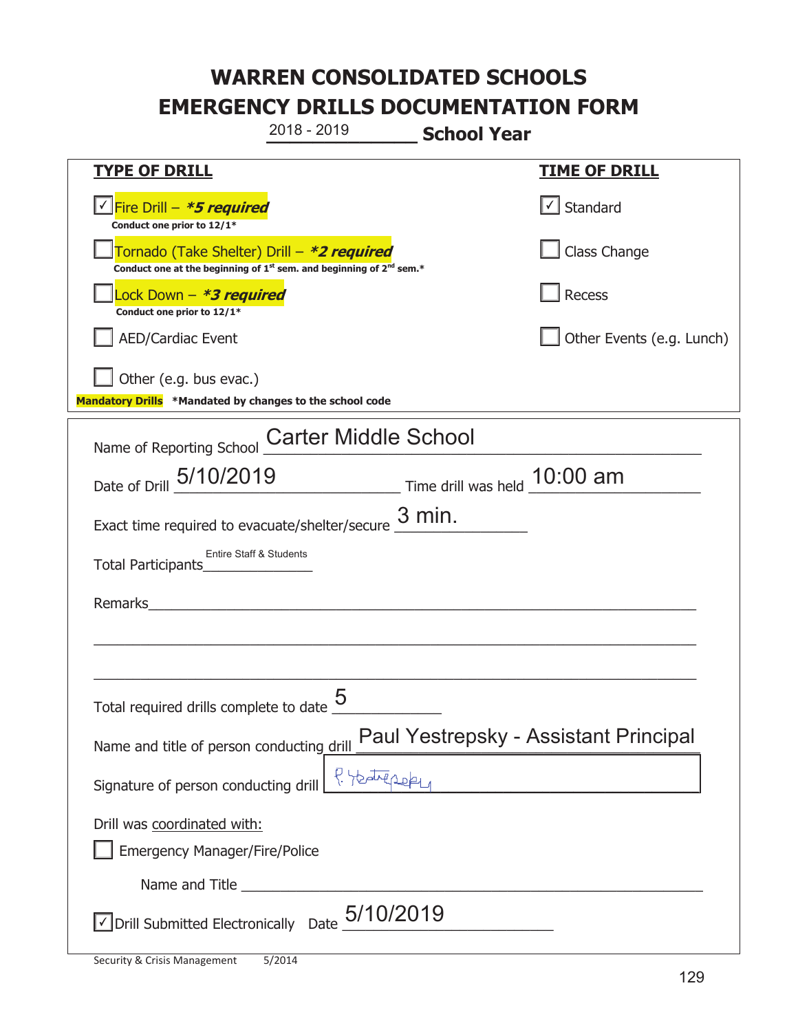# WARREN CONSOLIDATED SCHOOLS
# EMERGENCY DRILLS DOCUMENTATION FORM

2018 - 2019 **School Year**

| **TYPE OF DRILL** | **TIME OF DRILL** |
|---|---|
| ☑ Fire Drill – ***5 required*** <br> **Conduct one prior to 12/1*** | ☑ Standard |
| ☐ Tornado (Take Shelter) Drill – ***2 required*** <br> **Conduct one at the beginning of 1st sem. and beginning of 2nd sem.*** | ☐ Class Change |
| ☐ Lock Down – ***3 required*** <br> **Conduct one prior to 12/1*** | ☐ Recess |
| ☐ AED/Cardiac Event | ☐ Other Events (e.g. Lunch) |
| ☐ Other (e.g. bus evac.) | |

**Mandatory Drills** **\*Mandated by changes to the school code**

Name of Reporting School: Carter Middle School

Date of Drill: 5/10/2019 Time drill was held: 10:00 am

Exact time required to evacuate/shelter/secure: 3 min.

Total Participants: Entire Staff & Students

Remarks:

Total required drills complete to date: 5

Name and title of person conducting drill: Paul Yestrepsky - Assistant Principal

Signature of person conducting drill: P. Yestrepsky

Drill was coordinated with:

☐ Emergency Manager/Fire/Police

Name and Title:

☑ Drill Submitted Electronically Date: 5/10/2019

Security & Crisis Management 5/2014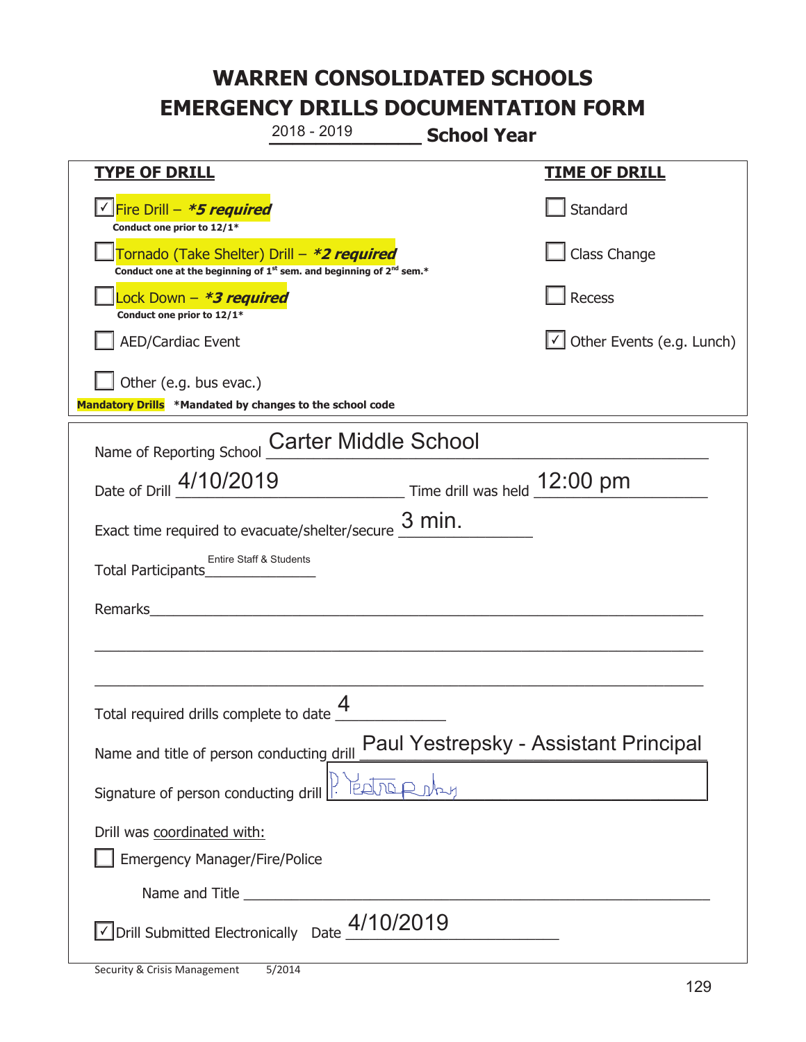# WARREN CONSOLIDATED SCHOOLS
# EMERGENCY DRILLS DOCUMENTATION FORM

2018 - 2019 **School Year**

| **TYPE OF DRILL** | **TIME OF DRILL** |
|---|---|
| ☑ Fire Drill – ***5 required** <br> **Conduct one prior to 12/1*** | ☐ Standard |
| ☐ Tornado (Take Shelter) Drill – ***2 required** <br> **Conduct one at the beginning of 1st sem. and beginning of 2nd sem.*** | ☐ Class Change |
| ☐ Lock Down – ***3 required** <br> **Conduct one prior to 12/1*** | ☐ Recess |
| ☐ AED/Cardiac Event | ☑ Other Events (e.g. Lunch) |
| ☐ Other (e.g. bus evac.) | |

**Mandatory Drills** ***Mandated by changes to the school code**

Name of Reporting School: Carter Middle School

Date of Drill: 4/10/2019 Time drill was held: 12:00 pm

Exact time required to evacuate/shelter/secure: 3 min.

Total Participants: Entire Staff & Students

Remarks: ____________________

Total required drills complete to date: 4

Name and title of person conducting drill: Paul Yestrepsky - Assistant Principal

Signature of person conducting drill: P. Yestrepsky

Drill was coordinated with:

☐ Emergency Manager/Fire/Police

Name and Title ____________________

☑ Drill Submitted Electronically Date: 4/10/2019

Security & Crisis Management 5/2014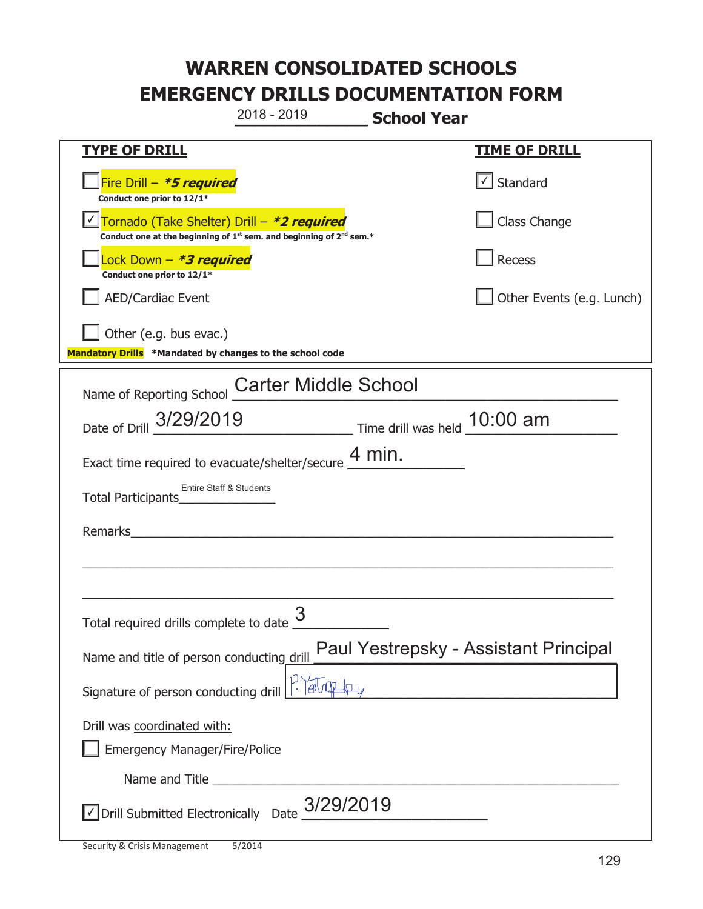# WARREN CONSOLIDATED SCHOOLS
# EMERGENCY DRILLS DOCUMENTATION FORM

2018 - 2019 **School Year**

| **TYPE OF DRILL** | **TIME OF DRILL** |
|---|---|
| ☐ Fire Drill – ***5 required** <br> **Conduct one prior to 12/1*** | ☑ Standard |
| ☑ Tornado (Take Shelter) Drill – ***2 required** <br> **Conduct one at the beginning of 1st sem. and beginning of 2nd sem.*** | ☐ Class Change |
| ☐ Lock Down – ***3 required** <br> **Conduct one prior to 12/1*** | ☐ Recess |
| ☐ AED/Cardiac Event | ☐ Other Events (e.g. Lunch) |
| ☐ Other (e.g. bus evac.) | |

**Mandatory Drills** ***Mandated by changes to the school code**

Name of Reporting School: Carter Middle School

Date of Drill: 3/29/2019 Time drill was held: 10:00 am

Exact time required to evacuate/shelter/secure: 4 min.

Total Participants: Entire Staff & Students

Remarks: ____________________

Total required drills complete to date: 3

Name and title of person conducting drill: Paul Yestrepsky - Assistant Principal

Signature of person conducting drill: P. Yestrepsky

Drill was coordinated with:

☐ Emergency Manager/Fire/Police

Name and Title ____________________

☑ Drill Submitted Electronically Date: 3/29/2019

Security & Crisis Management 5/2014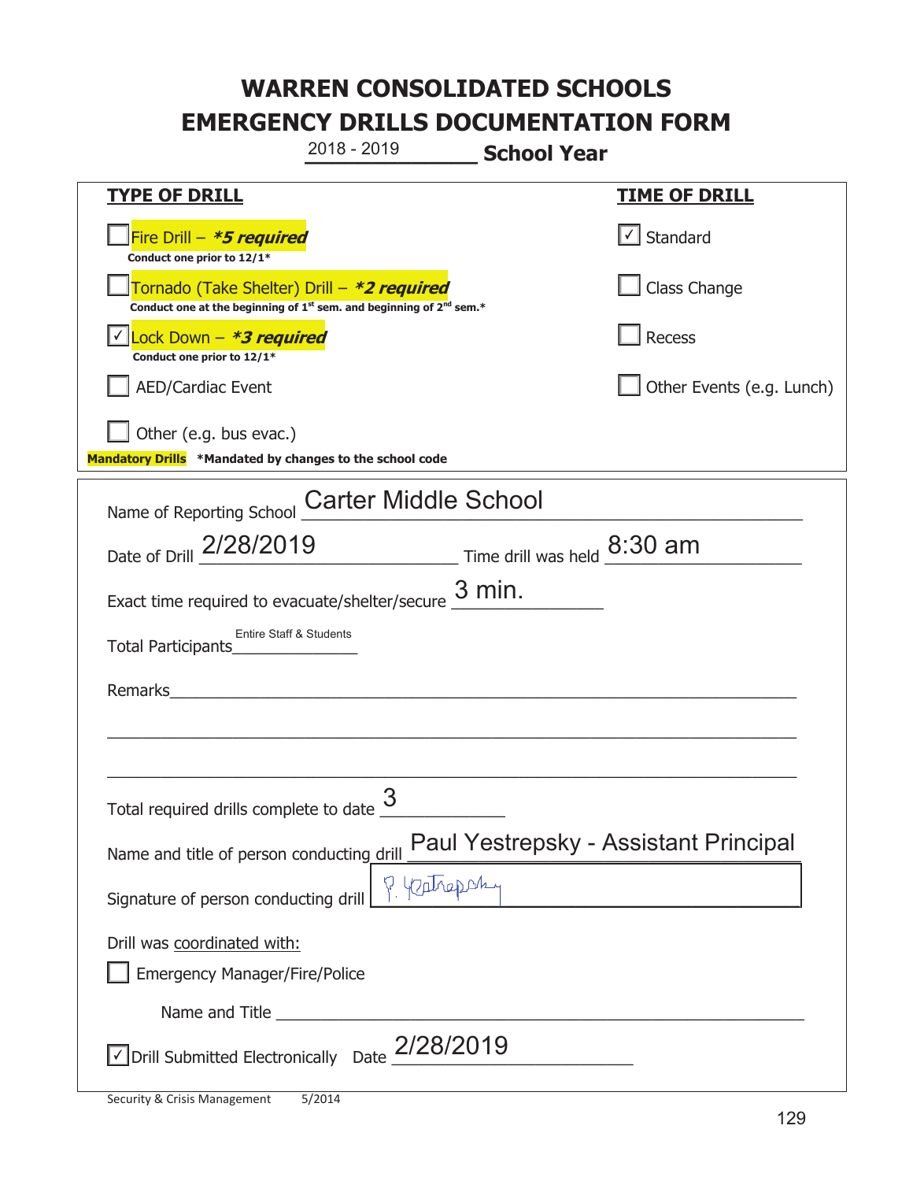# WARREN CONSOLIDATED SCHOOLS
# EMERGENCY DRILLS DOCUMENTATION FORM

2018 - 2019 **School Year**

| **TYPE OF DRILL** | **TIME OF DRILL** |
|---|---|
| ☐ Fire Drill – ***5 required*** <br> **Conduct one prior to 12/1*** | ☑ Standard |
| ☐ Tornado (Take Shelter) Drill – ***2 required*** <br> **Conduct one at the beginning of 1st sem. and beginning of 2nd sem.*** | ☐ Class Change |
| ☑ Lock Down – ***3 required*** <br> **Conduct one prior to 12/1*** | ☐ Recess |
| ☐ AED/Cardiac Event | ☐ Other Events (e.g. Lunch) |
| ☐ Other (e.g. bus evac.) | |

**Mandatory Drills** **\*Mandated by changes to the school code**

Name of Reporting School: Carter Middle School

Date of Drill: 2/28/2019 Time drill was held: 8:30 am

Exact time required to evacuate/shelter/secure: 3 min.

Total Participants: Entire Staff & Students

Remarks: ____________________

Total required drills complete to date: 3

Name and title of person conducting drill: Paul Yestrepsky - Assistant Principal

Signature of person conducting drill: P. Yestrepsky

Drill was coordinated with:

☐ Emergency Manager/Fire/Police

Name and Title ____________________

☑ Drill Submitted Electronically Date: 2/28/2019

Security & Crisis Management 5/2014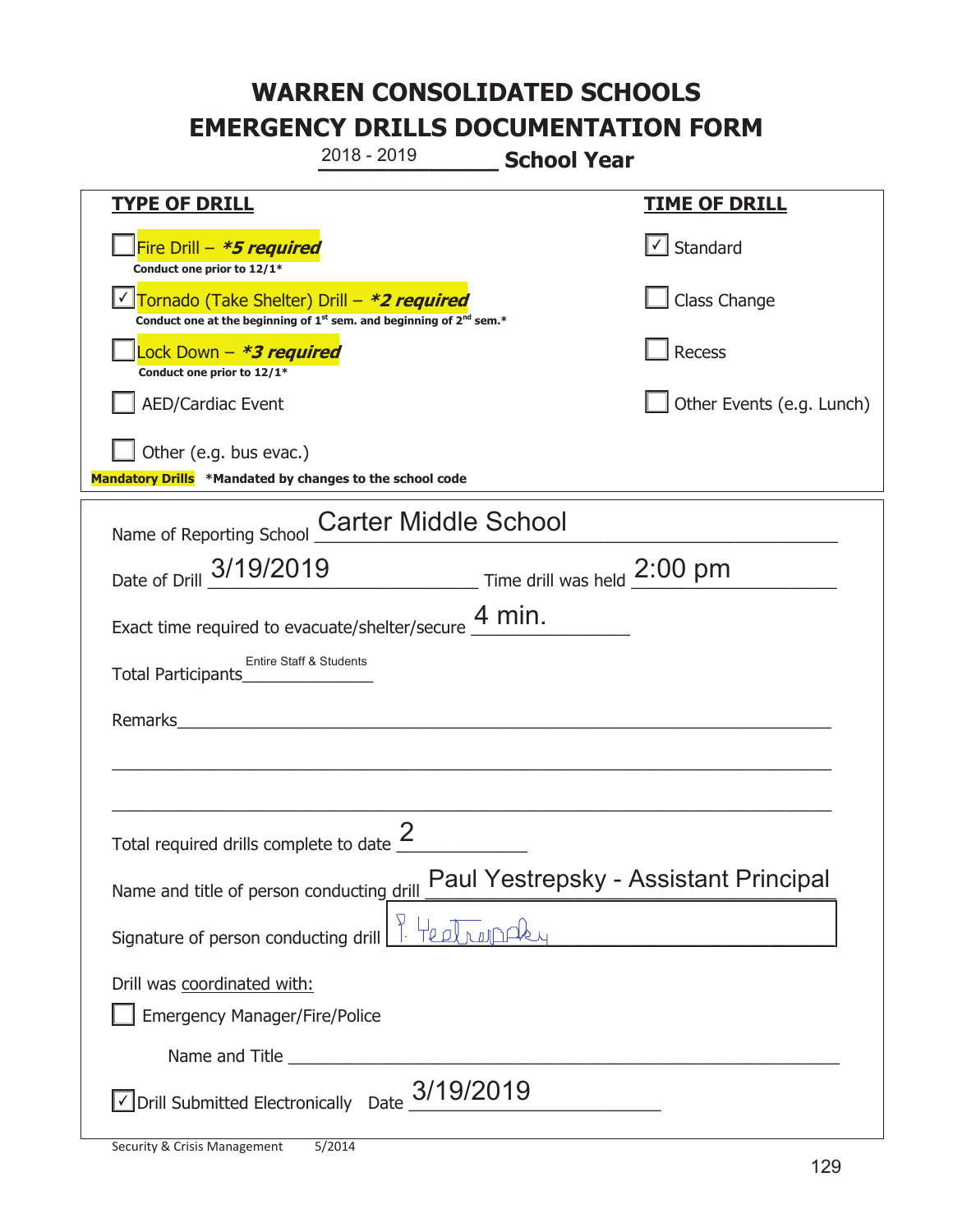# WARREN CONSOLIDATED SCHOOLS
# EMERGENCY DRILLS DOCUMENTATION FORM

2018 - 2019 **School Year**

**TYPE OF DRILL**

- [ ] Fire Drill – ***5 required***
  **Conduct one prior to 12/1***
- [x] Tornado (Take Shelter) Drill – ***2 required***
  **Conduct one at the beginning of 1st sem. and beginning of 2nd sem.***
- [ ] Lock Down – ***3 required***
  **Conduct one prior to 12/1***
- [ ] AED/Cardiac Event
- [ ] Other (e.g. bus evac.)

**Mandatory Drills** **\*Mandated by changes to the school code**

**TIME OF DRILL**

- [x] Standard
- [ ] Class Change
- [ ] Recess
- [ ] Other Events (e.g. Lunch)

Name of Reporting School: Carter Middle School

Date of Drill: 3/19/2019 Time drill was held: 2:00 pm

Exact time required to evacuate/shelter/secure: 4 min.

Total Participants: Entire Staff & Students

Remarks: ______________________________

Total required drills complete to date: 2

Name and title of person conducting drill: Paul Yestrepsky - Assistant Principal

Signature of person conducting drill: P. Yestrepsky

Drill was coordinated with:

- [ ] Emergency Manager/Fire/Police

Name and Title ______________________________

- [x] Drill Submitted Electronically Date: 3/19/2019

Security & Crisis Management 5/2014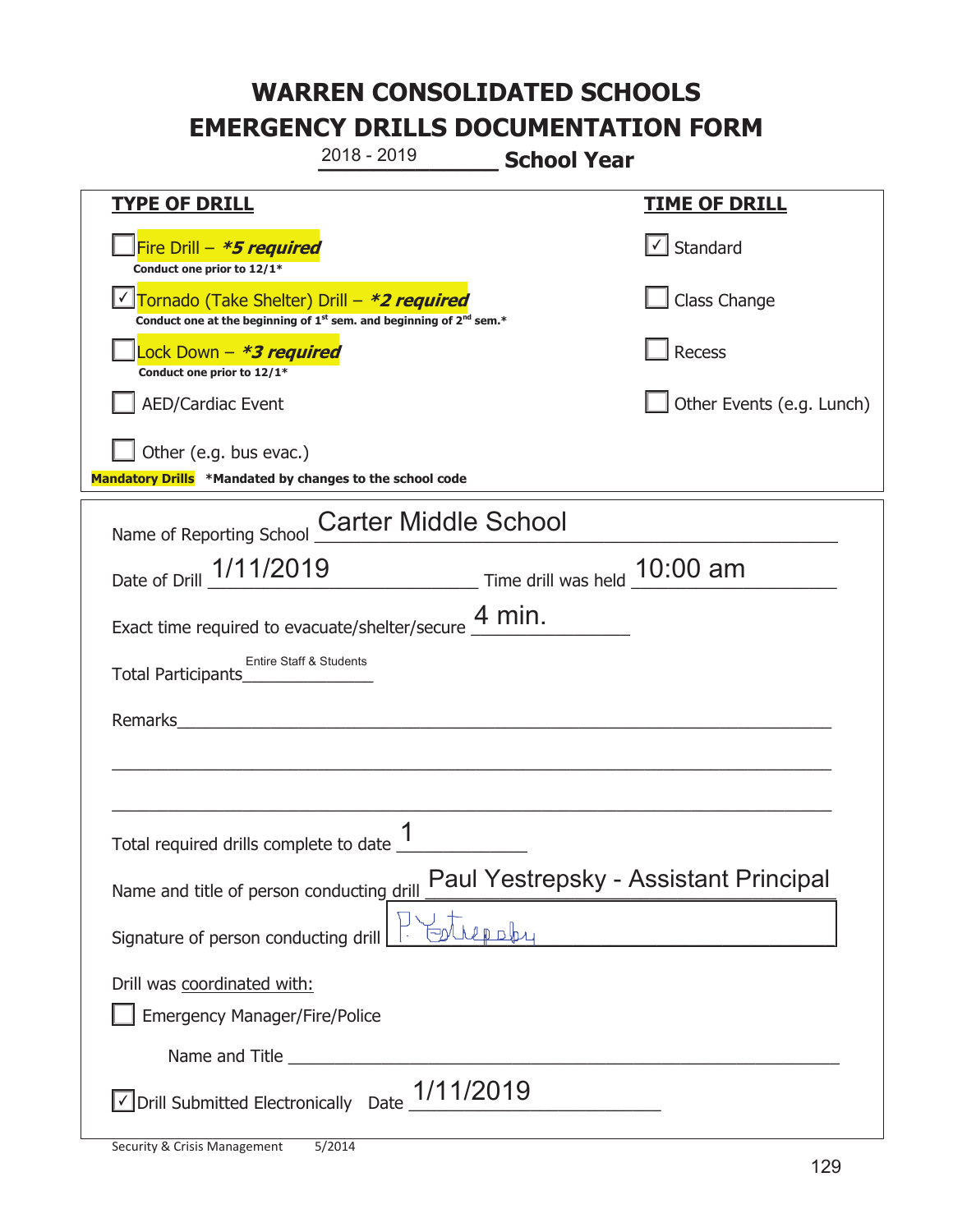# WARREN CONSOLIDATED SCHOOLS
# EMERGENCY DRILLS DOCUMENTATION FORM

2018 - 2019 **School Year**

| **TYPE OF DRILL** | **TIME OF DRILL** |
|---|---|
| ☐ Fire Drill – ***5 required*** <br> **Conduct one prior to 12/1*** | ☑ Standard |
| ☑ Tornado (Take Shelter) Drill – ***2 required*** <br> **Conduct one at the beginning of 1st sem. and beginning of 2nd sem.*** | ☐ Class Change |
| ☐ Lock Down – ***3 required*** <br> **Conduct one prior to 12/1*** | ☐ Recess |
| ☐ AED/Cardiac Event | ☐ Other Events (e.g. Lunch) |
| ☐ Other (e.g. bus evac.) | |

**Mandatory Drills** **\*Mandated by changes to the school code**

Name of Reporting School: Carter Middle School

Date of Drill: 1/11/2019 Time drill was held: 10:00 am

Exact time required to evacuate/shelter/secure: 4 min.

Total Participants: Entire Staff & Students

Remarks: ______________________________

Total required drills complete to date: 1

Name and title of person conducting drill: Paul Yestrepsky - Assistant Principal

Signature of person conducting drill: P. Yestrepsky

Drill was coordinated with:

☐ Emergency Manager/Fire/Police

Name and Title ______________________________

☑ Drill Submitted Electronically Date: 1/11/2019

Security & Crisis Management 5/2014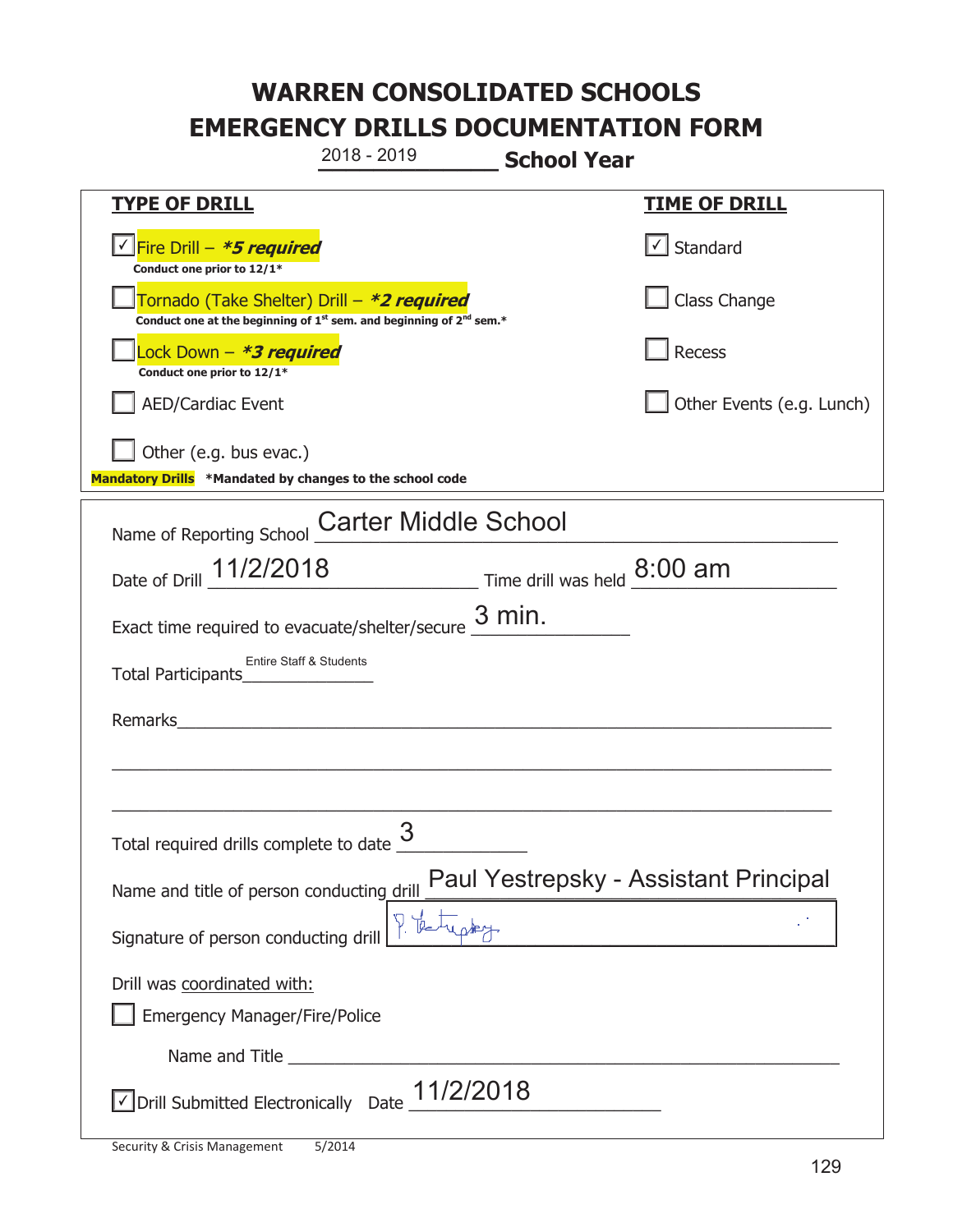# WARREN CONSOLIDATED SCHOOLS
# EMERGENCY DRILLS DOCUMENTATION FORM

2018 - 2019 **School Year**

| **TYPE OF DRILL** | **TIME OF DRILL** |
|---|---|
| ☑ Fire Drill – ***5 required*** <br> **Conduct one prior to 12/1*** | ☑ Standard |
| ☐ Tornado (Take Shelter) Drill – ***2 required*** <br> **Conduct one at the beginning of 1st sem. and beginning of 2nd sem.*** | ☐ Class Change |
| ☐ Lock Down – ***3 required*** <br> **Conduct one prior to 12/1*** | ☐ Recess |
| ☐ AED/Cardiac Event | ☐ Other Events (e.g. Lunch) |
| ☐ Other (e.g. bus evac.) | |

**Mandatory Drills** ***Mandated by changes to the school code**

Name of Reporting School: Carter Middle School

Date of Drill: 11/2/2018 Time drill was held: 8:00 am

Exact time required to evacuate/shelter/secure: 3 min.

Total Participants: Entire Staff & Students

Remarks: ______________________________

Total required drills complete to date: 3

Name and title of person conducting drill: Paul Yestrepsky - Assistant Principal

Signature of person conducting drill: P. Yestrepsky

Drill was coordinated with:

☐ Emergency Manager/Fire/Police

Name and Title ______________________________

☑ Drill Submitted Electronically Date: 11/2/2018

Security & Crisis Management 5/2014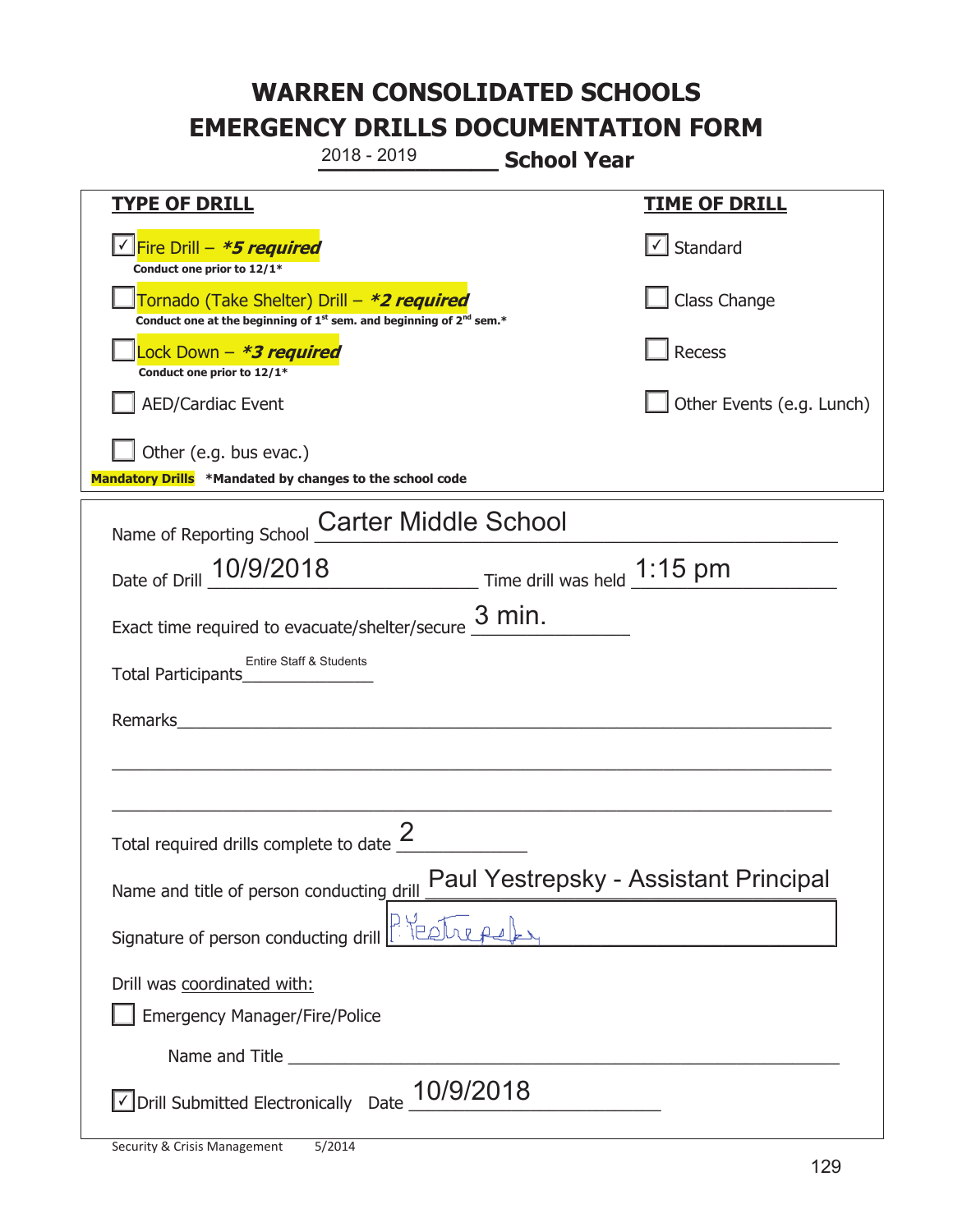# WARREN CONSOLIDATED SCHOOLS
# EMERGENCY DRILLS DOCUMENTATION FORM

2018 - 2019 **School Year**

| **TYPE OF DRILL** | **TIME OF DRILL** |
|---|---|
| ☑ Fire Drill – ***5 required*** <br> **Conduct one prior to 12/1*** | ☑ Standard |
| ☐ Tornado (Take Shelter) Drill – ***2 required*** <br> **Conduct one at the beginning of 1st sem. and beginning of 2nd sem.*** | ☐ Class Change |
| ☐ Lock Down – ***3 required*** <br> **Conduct one prior to 12/1*** | ☐ Recess |
| ☐ AED/Cardiac Event | ☐ Other Events (e.g. Lunch) |
| ☐ Other (e.g. bus evac.) | |

**Mandatory Drills** **\*Mandated by changes to the school code**

Name of Reporting School: Carter Middle School

Date of Drill: 10/9/2018 Time drill was held: 1:15 pm

Exact time required to evacuate/shelter/secure: 3 min.

Total Participants: Entire Staff & Students

Remarks: ______________________________

Total required drills complete to date: 2

Name and title of person conducting drill: Paul Yestrepsky - Assistant Principal

Signature of person conducting drill: P. Yestrepsky

Drill was coordinated with:

☐ Emergency Manager/Fire/Police

Name and Title: ______________________________

☑ Drill Submitted Electronically Date: 10/9/2018

Security & Crisis Management 5/2014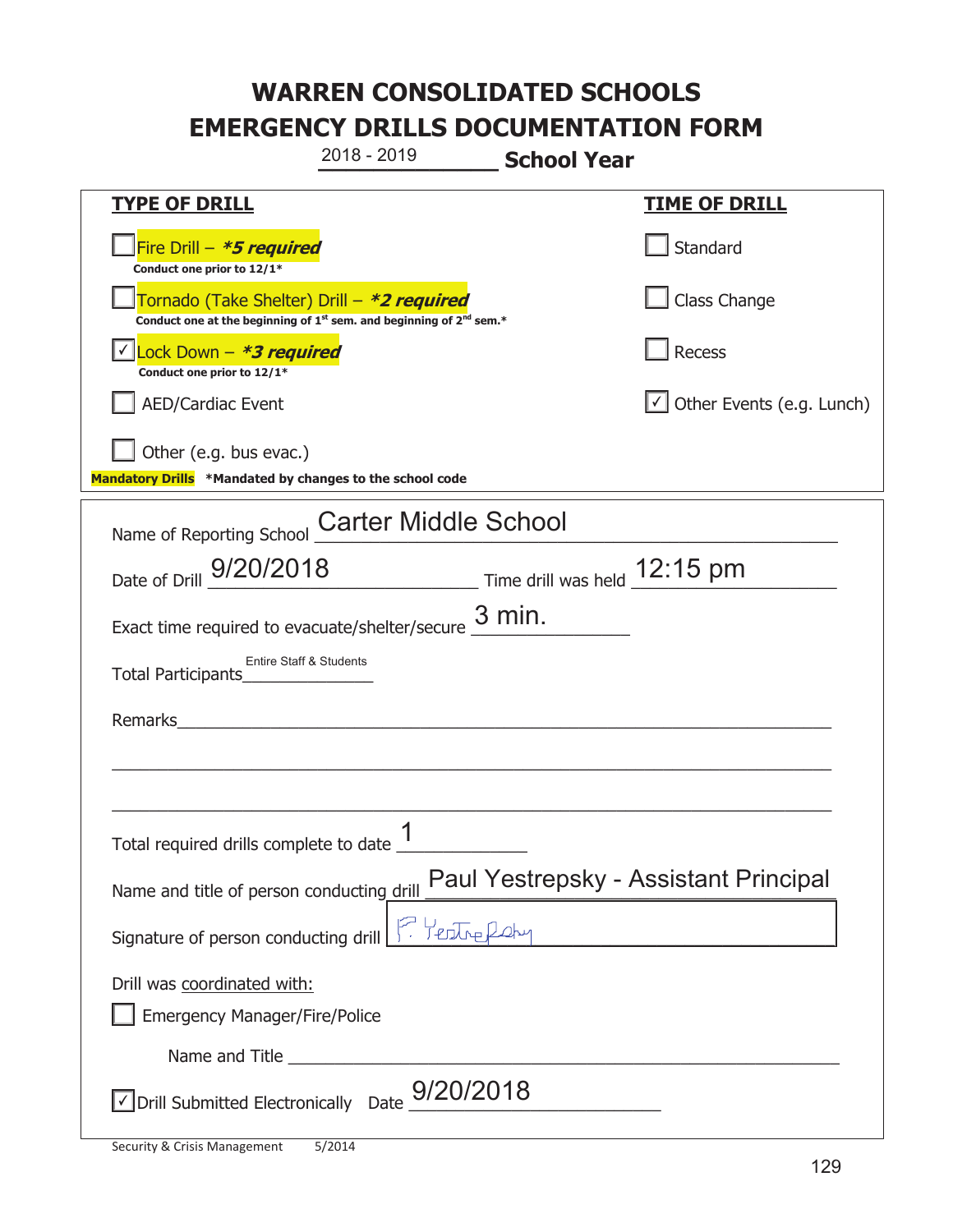# WARREN CONSOLIDATED SCHOOLS
# EMERGENCY DRILLS DOCUMENTATION FORM

2018 - 2019 **School Year**

| **TYPE OF DRILL** | **TIME OF DRILL** |
|---|---|
| ☐ Fire Drill – ***5 required*** <br> **Conduct one prior to 12/1*** | ☐ Standard |
| ☐ Tornado (Take Shelter) Drill – ***2 required*** <br> **Conduct one at the beginning of 1st sem. and beginning of 2nd sem.*** | ☐ Class Change |
| ☑ Lock Down – ***3 required*** <br> **Conduct one prior to 12/1*** | ☐ Recess |
| ☐ AED/Cardiac Event | ☑ Other Events (e.g. Lunch) |
| ☐ Other (e.g. bus evac.) | |

**Mandatory Drills** ***Mandated by changes to the school code**

Name of Reporting School: Carter Middle School

Date of Drill: 9/20/2018 Time drill was held: 12:15 pm

Exact time required to evacuate/shelter/secure: 3 min.

Total Participants: Entire Staff & Students

Remarks: ______________________________

Total required drills complete to date: 1

Name and title of person conducting drill: Paul Yestrepsky - Assistant Principal

Signature of person conducting drill: P. Yestrepsky

Drill was coordinated with:

☐ Emergency Manager/Fire/Police

Name and Title ______________________________

☑ Drill Submitted Electronically Date: 9/20/2018

Security & Crisis Management 5/2014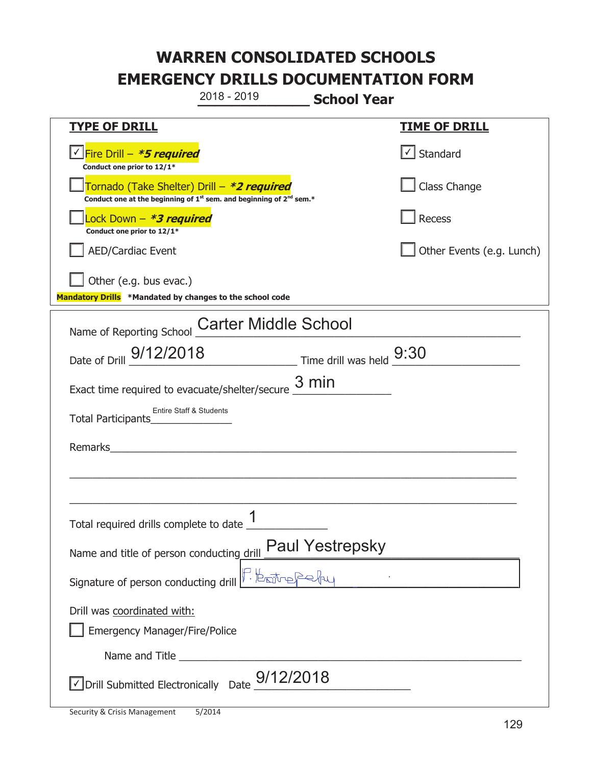# WARREN CONSOLIDATED SCHOOLS
# EMERGENCY DRILLS DOCUMENTATION FORM

2018 - 2019 **School Year**

| **TYPE OF DRILL** | **TIME OF DRILL** |
|---|---|
| ☑ Fire Drill – ***5 required*** <br> **Conduct one prior to 12/1*** | ☑ Standard |
| ☐ Tornado (Take Shelter) Drill – ***2 required*** <br> **Conduct one at the beginning of 1st sem. and beginning of 2nd sem.*** | ☐ Class Change |
| ☐ Lock Down – ***3 required*** <br> **Conduct one prior to 12/1*** | ☐ Recess |
| ☐ AED/Cardiac Event | ☐ Other Events (e.g. Lunch) |
| ☐ Other (e.g. bus evac.) | |

**Mandatory Drills** **\*Mandated by changes to the school code**

Name of Reporting School: Carter Middle School

Date of Drill: 9/12/2018 Time drill was held: 9:30

Exact time required to evacuate/shelter/secure: 3 min

Total Participants: Entire Staff & Students

Remarks: ______________________________________________

Total required drills complete to date: 1

Name and title of person conducting drill: Paul Yestrepsky

Signature of person conducting drill: P. Yestrepsky

Drill was coordinated with:

☐ Emergency Manager/Fire/Police

Name and Title ______________________________________________

☑ Drill Submitted Electronically Date: 9/12/2018

Security & Crisis Management 5/2014